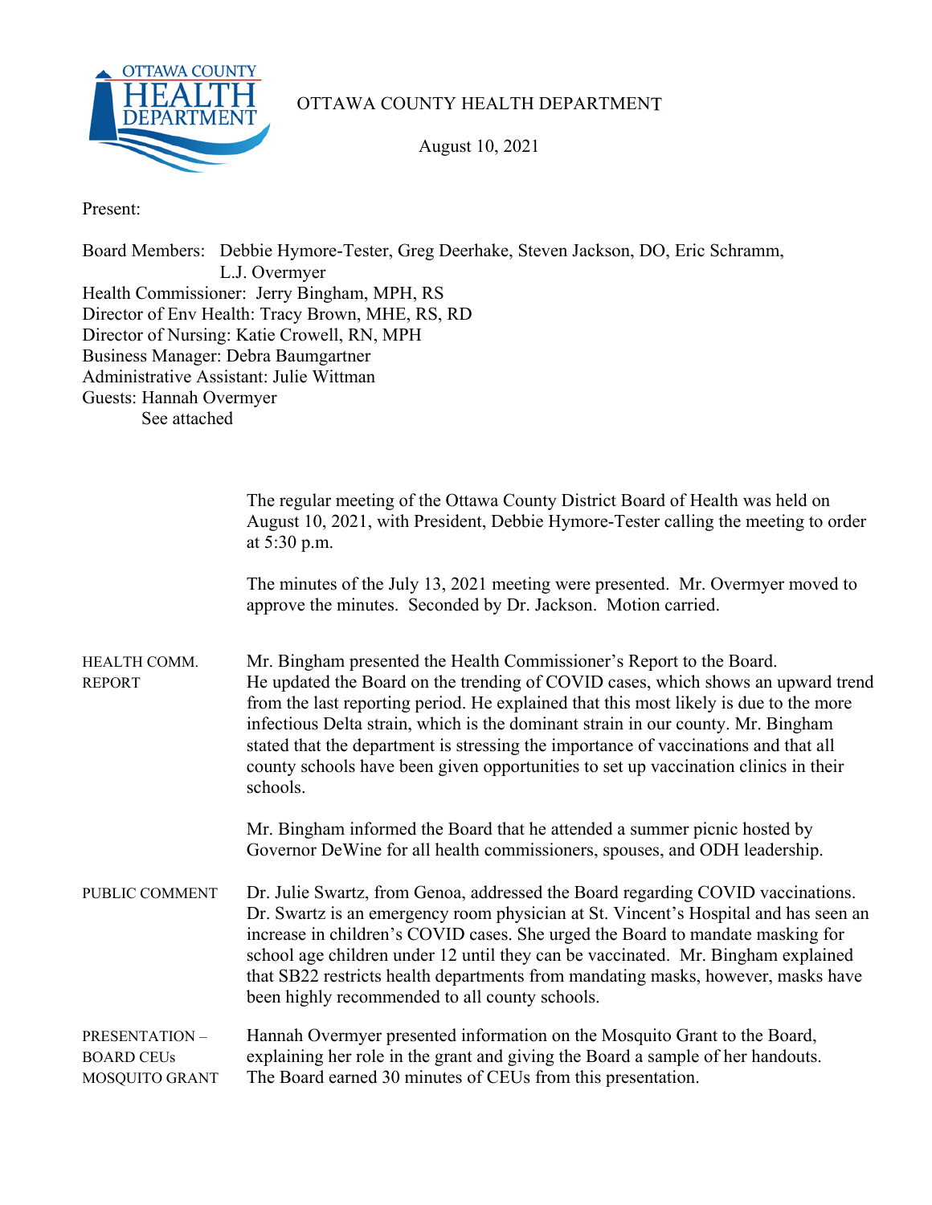# OTTAWA COUNTY HEALTH DEPARTMENT

August 10, 2021

Present:

Board Members: Debbie Hymore-Tester, Greg Deerhake, Steven Jackson, DO, Eric Schramm, L.J. Overmyer
Health Commissioner: Jerry Bingham, MPH, RS
Director of Env Health: Tracy Brown, MHE, RS, RD
Director of Nursing: Katie Crowell, RN, MPH
Business Manager: Debra Baumgartner
Administrative Assistant: Julie Wittman
Guests: Hannah Overmyer
See attached

The regular meeting of the Ottawa County District Board of Health was held on August 10, 2021, with President, Debbie Hymore-Tester calling the meeting to order at 5:30 p.m.

The minutes of the July 13, 2021 meeting were presented. Mr. Overmyer moved to approve the minutes. Seconded by Dr. Jackson. Motion carried.

**HEALTH COMM. REPORT**

Mr. Bingham presented the Health Commissioner's Report to the Board. He updated the Board on the trending of COVID cases, which shows an upward trend from the last reporting period. He explained that this most likely is due to the more infectious Delta strain, which is the dominant strain in our county. Mr. Bingham stated that the department is stressing the importance of vaccinations and that all county schools have been given opportunities to set up vaccination clinics in their schools.

Mr. Bingham informed the Board that he attended a summer picnic hosted by Governor DeWine for all health commissioners, spouses, and ODH leadership.

**PUBLIC COMMENT**

Dr. Julie Swartz, from Genoa, addressed the Board regarding COVID vaccinations. Dr. Swartz is an emergency room physician at St. Vincent's Hospital and has seen an increase in children's COVID cases. She urged the Board to mandate masking for school age children under 12 until they can be vaccinated. Mr. Bingham explained that SB22 restricts health departments from mandating masks, however, masks have been highly recommended to all county schools.

**PRESENTATION – BOARD CEUs MOSQUITO GRANT**

Hannah Overmyer presented information on the Mosquito Grant to the Board, explaining her role in the grant and giving the Board a sample of her handouts. The Board earned 30 minutes of CEUs from this presentation.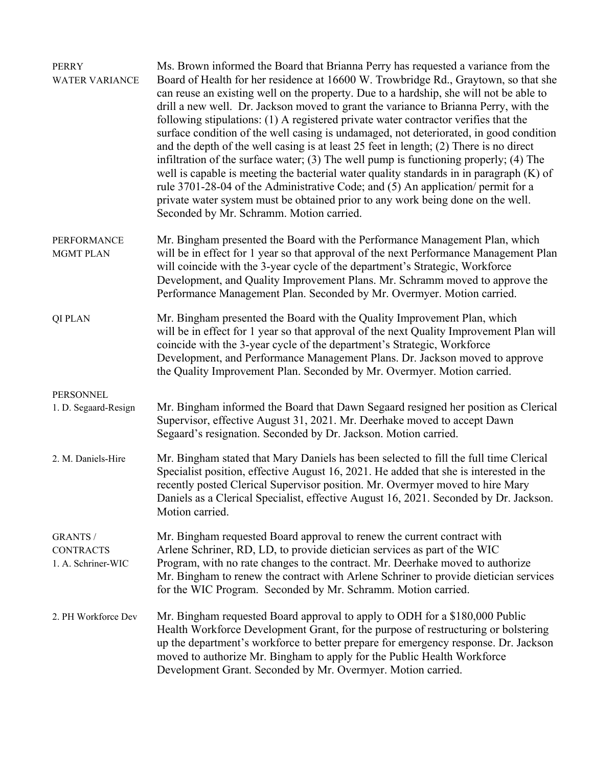**PERRY WATER VARIANCE**

Ms. Brown informed the Board that Brianna Perry has requested a variance from the Board of Health for her residence at 16600 W. Trowbridge Rd., Graytown, so that she can reuse an existing well on the property. Due to a hardship, she will not be able to drill a new well. Dr. Jackson moved to grant the variance to Brianna Perry, with the following stipulations: (1) A registered private water contractor verifies that the surface condition of the well casing is undamaged, not deteriorated, in good condition and the depth of the well casing is at least 25 feet in length; (2) There is no direct infiltration of the surface water; (3) The well pump is functioning properly; (4) The well is capable is meeting the bacterial water quality standards in in paragraph (K) of rule 3701-28-04 of the Administrative Code; and (5) An application/ permit for a private water system must be obtained prior to any work being done on the well. Seconded by Mr. Schramm. Motion carried.

**PERFORMANCE MGMT PLAN**

Mr. Bingham presented the Board with the Performance Management Plan, which will be in effect for 1 year so that approval of the next Performance Management Plan will coincide with the 3-year cycle of the department's Strategic, Workforce Development, and Quality Improvement Plans. Mr. Schramm moved to approve the Performance Management Plan. Seconded by Mr. Overmyer. Motion carried.

**QI PLAN**

Mr. Bingham presented the Board with the Quality Improvement Plan, which will be in effect for 1 year so that approval of the next Quality Improvement Plan will coincide with the 3-year cycle of the department's Strategic, Workforce Development, and Performance Management Plans. Dr. Jackson moved to approve the Quality Improvement Plan. Seconded by Mr. Overmyer. Motion carried.

**PERSONNEL**

**1. D. Segaard-Resign**

Mr. Bingham informed the Board that Dawn Segaard resigned her position as Clerical Supervisor, effective August 31, 2021. Mr. Deerhake moved to accept Dawn Segaard's resignation. Seconded by Dr. Jackson. Motion carried.

**2. M. Daniels-Hire**

Mr. Bingham stated that Mary Daniels has been selected to fill the full time Clerical Specialist position, effective August 16, 2021. He added that she is interested in the recently posted Clerical Supervisor position. Mr. Overmyer moved to hire Mary Daniels as a Clerical Specialist, effective August 16, 2021. Seconded by Dr. Jackson. Motion carried.

**GRANTS / CONTRACTS**

**1. A. Schriner-WIC**

Mr. Bingham requested Board approval to renew the current contract with Arlene Schriner, RD, LD, to provide dietician services as part of the WIC Program, with no rate changes to the contract. Mr. Deerhake moved to authorize Mr. Bingham to renew the contract with Arlene Schriner to provide dietician services for the WIC Program. Seconded by Mr. Schramm. Motion carried.

**2. PH Workforce Dev**

Mr. Bingham requested Board approval to apply to ODH for a $180,000 Public Health Workforce Development Grant, for the purpose of restructuring or bolstering up the department's workforce to better prepare for emergency response. Dr. Jackson moved to authorize Mr. Bingham to apply for the Public Health Workforce Development Grant. Seconded by Mr. Overmyer. Motion carried.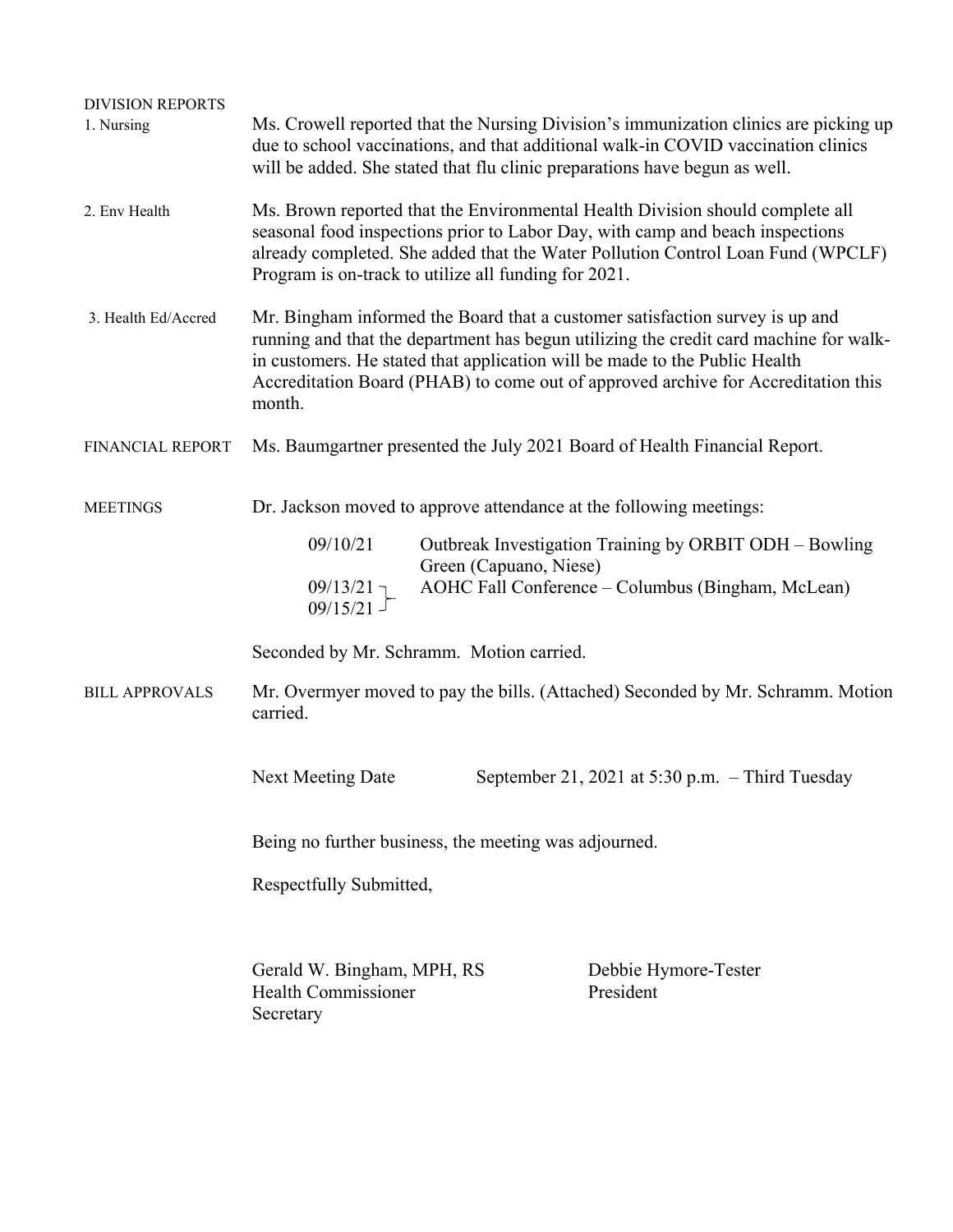**DIVISION REPORTS**

**1. Nursing**

Ms. Crowell reported that the Nursing Division's immunization clinics are picking up due to school vaccinations, and that additional walk-in COVID vaccination clinics will be added. She stated that flu clinic preparations have begun as well.

**2. Env Health**

Ms. Brown reported that the Environmental Health Division should complete all seasonal food inspections prior to Labor Day, with camp and beach inspections already completed. She added that the Water Pollution Control Loan Fund (WPCLF) Program is on-track to utilize all funding for 2021.

**3. Health Ed/Accred**

Mr. Bingham informed the Board that a customer satisfaction survey is up and running and that the department has begun utilizing the credit card machine for walk-in customers. He stated that application will be made to the Public Health Accreditation Board (PHAB) to come out of approved archive for Accreditation this month.

**FINANCIAL REPORT**

Ms. Baumgartner presented the July 2021 Board of Health Financial Report.

**MEETINGS**

Dr. Jackson moved to approve attendance at the following meetings:

| | |
|---|---|
| 09/10/21 | Outbreak Investigation Training by ORBIT ODH – Bowling Green (Capuano, Niese) |
| 09/13/21 – 09/15/21 | AOHC Fall Conference – Columbus (Bingham, McLean) |

Seconded by Mr. Schramm. Motion carried.

**BILL APPROVALS**

Mr. Overmyer moved to pay the bills. (Attached) Seconded by Mr. Schramm. Motion carried.

Next Meeting Date September 21, 2021 at 5:30 p.m. – Third Tuesday

Being no further business, the meeting was adjourned.

Respectfully Submitted,

Gerald W. Bingham, MPH, RS
Health Commissioner
Secretary

Debbie Hymore-Tester
President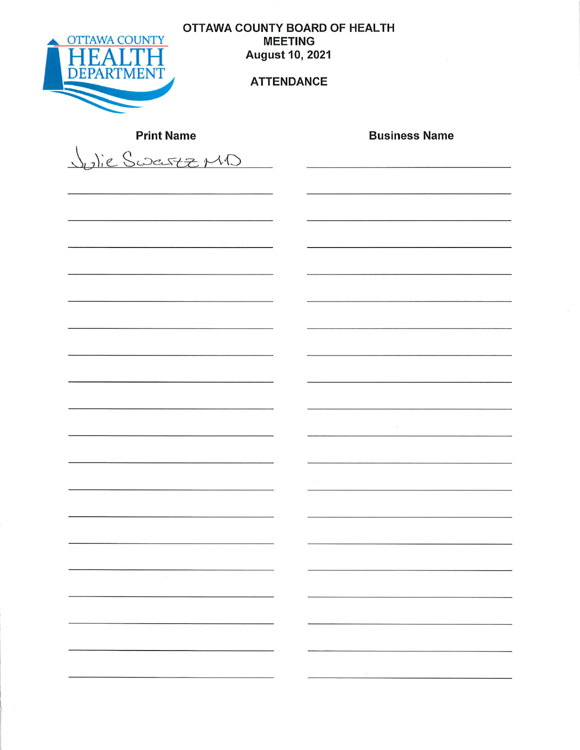OTTAWA COUNTY HEALTH DEPARTMENT

# OTTAWA COUNTY BOARD OF HEALTH MEETING

**August 10, 2021**

## ATTENDANCE

| Print Name | Business Name |
|---|---|
| Julie Swartz MD | |
| | |
| | |
| | |
| | |
| | |
| | |
| | |
| | |
| | |
| | |
| | |
| | |
| | |
| | |
| | |
| | |
| | |
| | |
| | |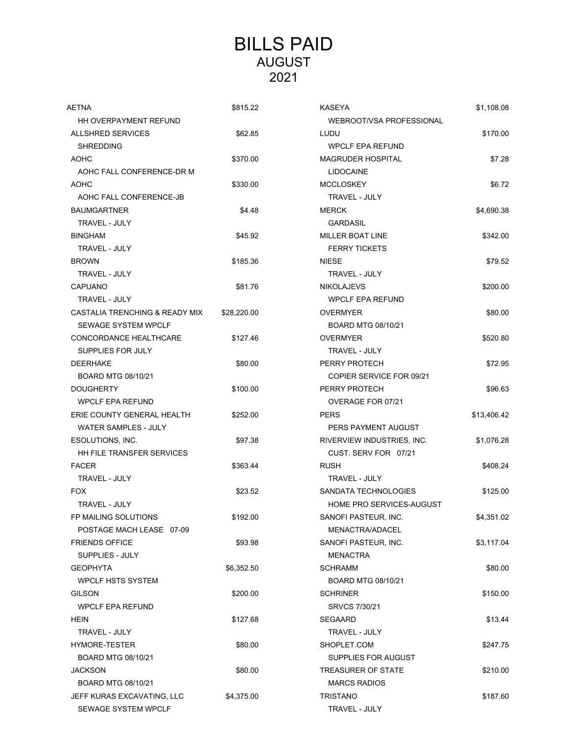# BILLS PAID
## AUGUST
## 2021

| Vendor / Description | Amount |
|---|---|
| AETNA<br>HH OVERPAYMENT REFUND | $815.22 |
| ALLSHRED SERVICES<br>SHREDDING | $62.85 |
| AOHC<br>AOHC FALL CONFERENCE-DR M | $370.00 |
| AOHC<br>AOHC FALL CONFERENCE-JB | $330.00 |
| BAUMGARTNER<br>TRAVEL - JULY | $4.48 |
| BINGHAM<br>TRAVEL - JULY | $45.92 |
| BROWN<br>TRAVEL - JULY | $185.36 |
| CAPUANO<br>TRAVEL - JULY | $81.76 |
| CASTALIA TRENCHING & READY MIX<br>SEWAGE SYSTEM WPCLF | $28,220.00 |
| CONCORDANCE HEALTHCARE<br>SUPPLIES FOR JULY | $127.46 |
| DEERHAKE<br>BOARD MTG 08/10/21 | $80.00 |
| DOUGHERTY<br>WPCLF EPA REFUND | $100.00 |
| ERIE COUNTY GENERAL HEALTH<br>WATER SAMPLES - JULY | $252.00 |
| ESOLUTIONS, INC.<br>HH FILE TRANSFER SERVICES | $97.38 |
| FACER<br>TRAVEL - JULY | $363.44 |
| FOX<br>TRAVEL - JULY | $23.52 |
| FP MAILING SOLUTIONS<br>POSTAGE MACH LEASE 07-09 | $192.00 |
| FRIENDS OFFICE<br>SUPPLIES - JULY | $93.98 |
| GEOPHYTA<br>WPCLF HSTS SYSTEM | $6,352.50 |
| GILSON<br>WPCLF EPA REFUND | $200.00 |
| HEIN<br>TRAVEL - JULY | $127.68 |
| HYMORE-TESTER<br>BOARD MTG 08/10/21 | $80.00 |
| JACKSON<br>BOARD MTG 08/10/21 | $80.00 |
| JEFF KURAS EXCAVATING, LLC<br>SEWAGE SYSTEM WPCLF | $4,375.00 |
| KASEYA<br>WEBROOT/VSA PROFESSIONAL | $1,108.08 |
| LUDU<br>WPCLF EPA REFUND | $170.00 |
| MAGRUDER HOSPITAL<br>LIDOCAINE | $7.28 |
| MCCLOSKEY<br>TRAVEL - JULY | $6.72 |
| MERCK<br>GARDASIL | $4,690.38 |
| MILLER BOAT LINE<br>FERRY TICKETS | $342.00 |
| NIESE<br>TRAVEL - JULY | $79.52 |
| NIKOLAJEVS<br>WPCLF EPA REFUND | $200.00 |
| OVERMYER<br>BOARD MTG 08/10/21 | $80.00 |
| OVERMYER<br>TRAVEL - JULY | $520.80 |
| PERRY PROTECH<br>COPIER SERVICE FOR 09/21 | $72.95 |
| PERRY PROTECH<br>OVERAGE FOR 07/21 | $96.63 |
| PERS<br>PERS PAYMENT AUGUST | $13,406.42 |
| RIVERVIEW INDUSTRIES, INC.<br>CUST. SERV FOR 07/21 | $1,076.28 |
| RUSH<br>TRAVEL - JULY | $408.24 |
| SANDATA TECHNOLOGIES<br>HOME PRO SERVICES-AUGUST | $125.00 |
| SANOFI PASTEUR, INC.<br>MENACTRA/ADACEL | $4,351.02 |
| SANOFI PASTEUR, INC.<br>MENACTRA | $3,117.04 |
| SCHRAMM<br>BOARD MTG 08/10/21 | $80.00 |
| SCHRINER<br>SRVCS 7/30/21 | $150.00 |
| SEGAARD<br>TRAVEL - JULY | $13.44 |
| SHOPLET.COM<br>SUPPLIES FOR AUGUST | $247.75 |
| TREASURER OF STATE<br>MARCS RADIOS | $210.00 |
| TRISTANO<br>TRAVEL - JULY | $187.60 |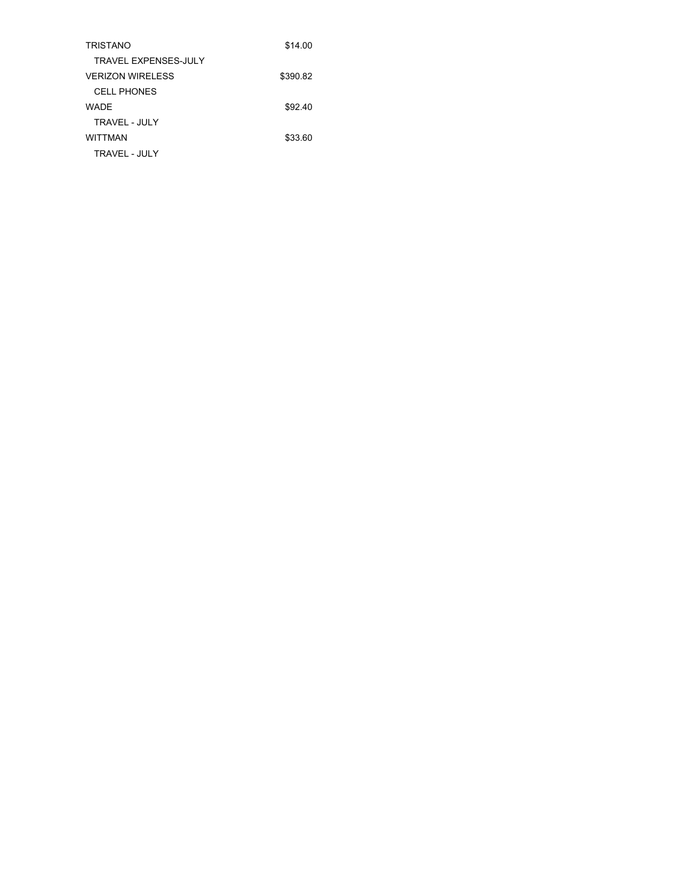| | |
|---|---|
| TRISTANO | $14.00 |
| TRAVEL EXPENSES-JULY | |
| VERIZON WIRELESS | $390.82 |
| CELL PHONES | |
| WADE | $92.40 |
| TRAVEL - JULY | |
| WITTMAN | $33.60 |
| TRAVEL - JULY | |